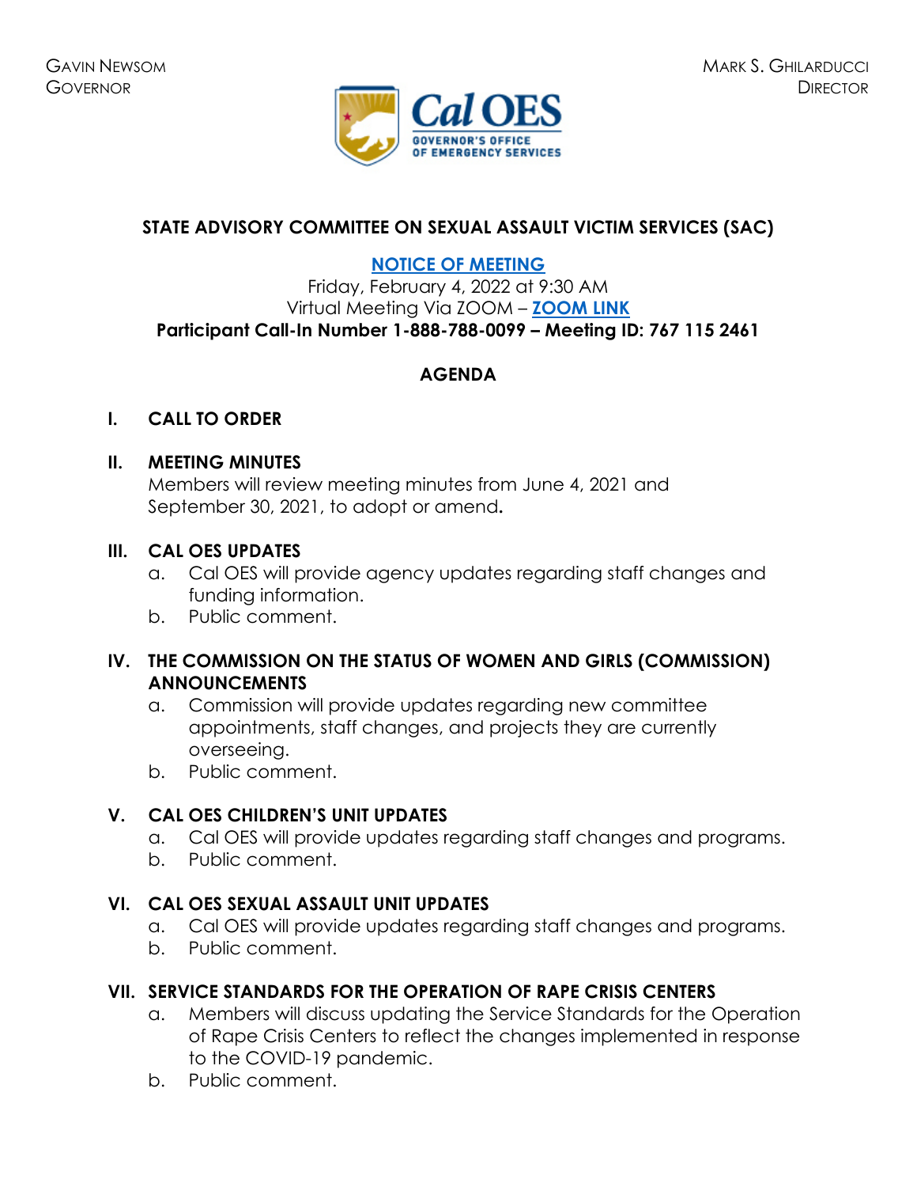GAVIN NEWSOM
GOVERNOR

MARK S. GHILARDUCCI
DIRECTOR

Cal OES
GOVERNOR'S OFFICE
OF EMERGENCY SERVICES

# STATE ADVISORY COMMITTEE ON SEXUAL ASSAULT VICTIM SERVICES (SAC)

**NOTICE OF MEETING**

Friday, February 4, 2022 at 9:30 AM
Virtual Meeting Via ZOOM – **ZOOM LINK**
**Participant Call-In Number 1-888-788-0099 – Meeting ID: 767 115 2461**

## AGENDA

**I. CALL TO ORDER**

**II. MEETING MINUTES**
Members will review meeting minutes from June 4, 2021 and September 30, 2021, to adopt or amend**.**

**III. CAL OES UPDATES**
- a. Cal OES will provide agency updates regarding staff changes and funding information.
- b. Public comment.

**IV. THE COMMISSION ON THE STATUS OF WOMEN AND GIRLS (COMMISSION) ANNOUNCEMENTS**
- a. Commission will provide updates regarding new committee appointments, staff changes, and projects they are currently overseeing.
- b. Public comment.

**V. CAL OES CHILDREN'S UNIT UPDATES**
- a. Cal OES will provide updates regarding staff changes and programs.
- b. Public comment.

**VI. CAL OES SEXUAL ASSAULT UNIT UPDATES**
- a. Cal OES will provide updates regarding staff changes and programs.
- b. Public comment.

**VII. SERVICE STANDARDS FOR THE OPERATION OF RAPE CRISIS CENTERS**
- a. Members will discuss updating the Service Standards for the Operation of Rape Crisis Centers to reflect the changes implemented in response to the COVID-19 pandemic.
- b. Public comment.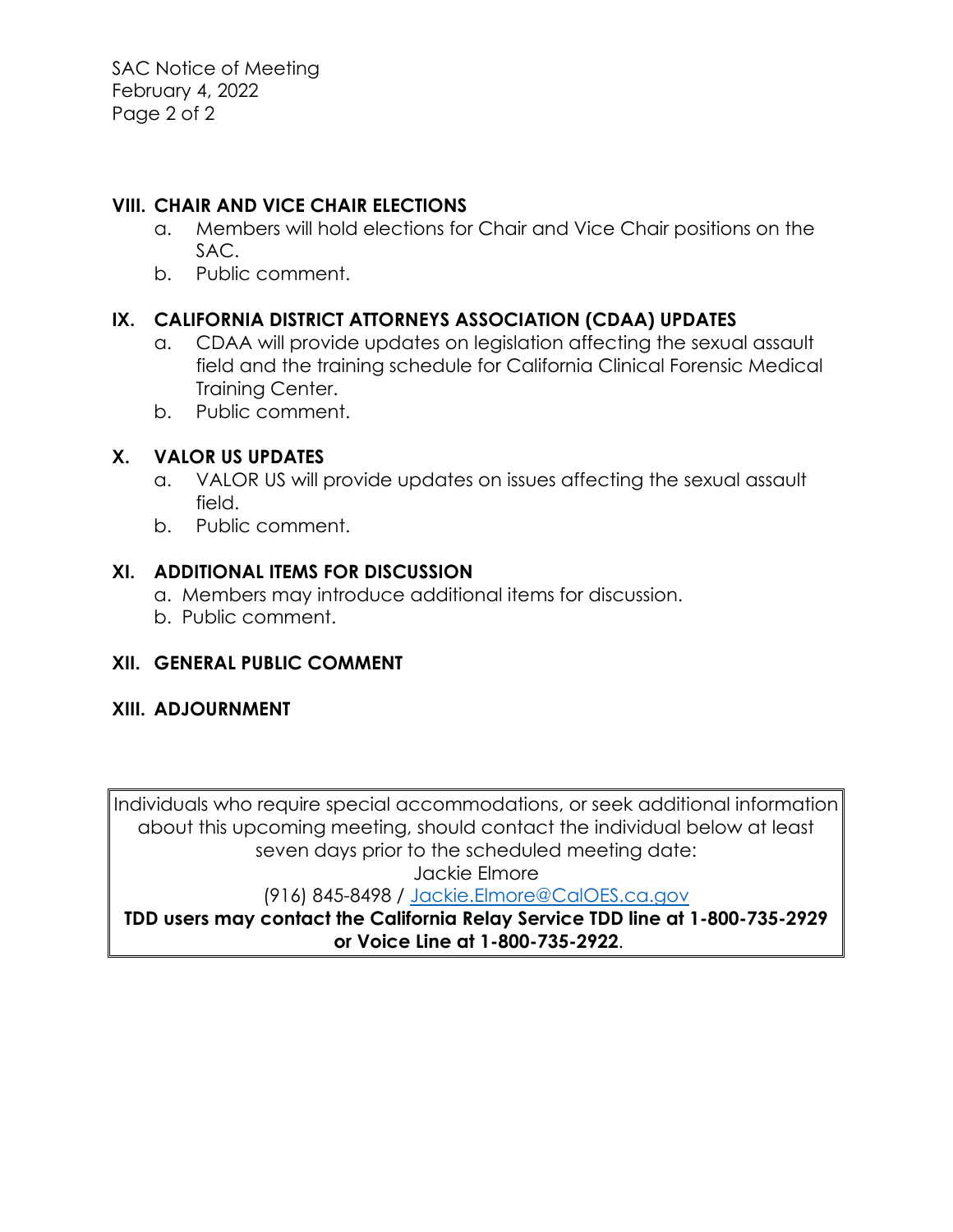## VIII. CHAIR AND VICE CHAIR ELECTIONS

a. Members will hold elections for Chair and Vice Chair positions on the SAC.

b. Public comment.

## IX. CALIFORNIA DISTRICT ATTORNEYS ASSOCIATION (CDAA) UPDATES

a. CDAA will provide updates on legislation affecting the sexual assault field and the training schedule for California Clinical Forensic Medical Training Center.

b. Public comment.

## X. VALOR US UPDATES

a. VALOR US will provide updates on issues affecting the sexual assault field.

b. Public comment.

## XI. ADDITIONAL ITEMS FOR DISCUSSION

a. Members may introduce additional items for discussion.

b. Public comment.

## XII. GENERAL PUBLIC COMMENT

## XIII. ADJOURNMENT

Individuals who require special accommodations, or seek additional information about this upcoming meeting, should contact the individual below at least seven days prior to the scheduled meeting date:

Jackie Elmore

(916) 845-8498 / Jackie.Elmore@CalOES.ca.gov

**TDD users may contact the California Relay Service TDD line at 1-800-735-2929 or Voice Line at 1-800-735-2922**.